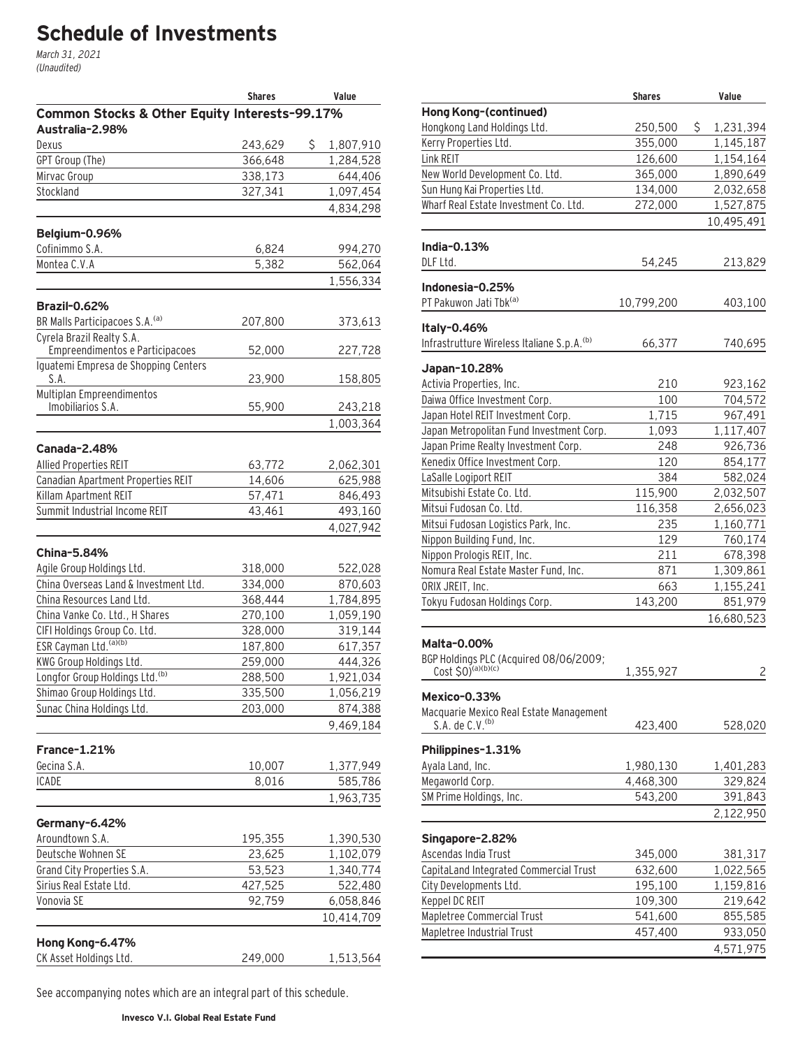# Schedule of Investments

*March 31, 2021*
*(Unaudited)*

| | Shares | Value |
|---|---|---|
| **Common Stocks & Other Equity Interests–99.17%** | | |
| **Australia–2.98%** | | |
| Dexus | 243,629 | $ 1,807,910 |
| GPT Group (The) | 366,648 | 1,284,528 |
| Mirvac Group | 338,173 | 644,406 |
| Stockland | 327,341 | 1,097,454 |
| | | 4,834,298 |
| **Belgium–0.96%** | | |
| Cofinimmo S.A. | 6,824 | 994,270 |
| Montea C.V.A | 5,382 | 562,064 |
| | | 1,556,334 |
| **Brazil–0.62%** | | |
| BR Malls Participacoes S.A.[(a)] | 207,800 | 373,613 |
| Cyrela Brazil Realty S.A. Empreendimentos e Participacoes | 52,000 | 227,728 |
| Iguatemi Empresa de Shopping Centers S.A. | 23,900 | 158,805 |
| Multiplan Empreendimentos Imobiliarios S.A. | 55,900 | 243,218 |
| | | 1,003,364 |
| **Canada–2.48%** | | |
| Allied Properties REIT | 63,772 | 2,062,301 |
| Canadian Apartment Properties REIT | 14,606 | 625,988 |
| Killam Apartment REIT | 57,471 | 846,493 |
| Summit Industrial Income REIT | 43,461 | 493,160 |
| | | 4,027,942 |
| **China–5.84%** | | |
| Agile Group Holdings Ltd. | 318,000 | 522,028 |
| China Overseas Land & Investment Ltd. | 334,000 | 870,603 |
| China Resources Land Ltd. | 368,444 | 1,784,895 |
| China Vanke Co. Ltd., H Shares | 270,100 | 1,059,190 |
| CIFI Holdings Group Co. Ltd. | 328,000 | 319,144 |
| ESR Cayman Ltd.[(a)(b)] | 187,800 | 617,357 |
| KWG Group Holdings Ltd. | 259,000 | 444,326 |
| Longfor Group Holdings Ltd.[(b)] | 288,500 | 1,921,034 |
| Shimao Group Holdings Ltd. | 335,500 | 1,056,219 |
| Sunac China Holdings Ltd. | 203,000 | 874,388 |
| | | 9,469,184 |
| **France–1.21%** | | |
| Gecina S.A. | 10,007 | 1,377,949 |
| ICADE | 8,016 | 585,786 |
| | | 1,963,735 |
| **Germany–6.42%** | | |
| Aroundtown S.A. | 195,355 | 1,390,530 |
| Deutsche Wohnen SE | 23,625 | 1,102,079 |
| Grand City Properties S.A. | 53,523 | 1,340,774 |
| Sirius Real Estate Ltd. | 427,525 | 522,480 |
| Vonovia SE | 92,759 | 6,058,846 |
| | | 10,414,709 |
| **Hong Kong–6.47%** | | |
| CK Asset Holdings Ltd. | 249,000 | 1,513,564 |
| Hongkong Land Holdings Ltd. | 250,500 | $ 1,231,394 |
| Kerry Properties Ltd. | 355,000 | 1,145,187 |
| Link REIT | 126,600 | 1,154,164 |
| New World Development Co. Ltd. | 365,000 | 1,890,649 |
| Sun Hung Kai Properties Ltd. | 134,000 | 2,032,658 |
| Wharf Real Estate Investment Co. Ltd. | 272,000 | 1,527,875 |
| | | 10,495,491 |
| **India–0.13%** | | |
| DLF Ltd. | 54,245 | 213,829 |
| **Indonesia–0.25%** | | |
| PT Pakuwon Jati Tbk[(a)] | 10,799,200 | 403,100 |
| **Italy–0.46%** | | |
| Infrastrutture Wireless Italiane S.p.A.[(b)] | 66,377 | 740,695 |
| **Japan–10.28%** | | |
| Activia Properties, Inc. | 210 | 923,162 |
| Daiwa Office Investment Corp. | 100 | 704,572 |
| Japan Hotel REIT Investment Corp. | 1,715 | 967,491 |
| Japan Metropolitan Fund Investment Corp. | 1,093 | 1,117,407 |
| Japan Prime Realty Investment Corp. | 248 | 926,736 |
| Kenedix Office Investment Corp. | 120 | 854,177 |
| LaSalle Logiport REIT | 384 | 582,024 |
| Mitsubishi Estate Co. Ltd. | 115,900 | 2,032,507 |
| Mitsui Fudosan Co. Ltd. | 116,358 | 2,656,023 |
| Mitsui Fudosan Logistics Park, Inc. | 235 | 1,160,771 |
| Nippon Building Fund, Inc. | 129 | 760,174 |
| Nippon Prologis REIT, Inc. | 211 | 678,398 |
| Nomura Real Estate Master Fund, Inc. | 871 | 1,309,861 |
| ORIX JREIT, Inc. | 663 | 1,155,241 |
| Tokyu Fudosan Holdings Corp. | 143,200 | 851,979 |
| | | 16,680,523 |
| **Malta–0.00%** | | |
| BGP Holdings PLC (Acquired 08/06/2009; Cost $0)[(a)(b)(c)] | 1,355,927 | 2 |
| **Mexico–0.33%** | | |
| Macquarie Mexico Real Estate Management S.A. de C.V.[(b)] | 423,400 | 528,020 |
| **Philippines–1.31%** | | |
| Ayala Land, Inc. | 1,980,130 | 1,401,283 |
| Megaworld Corp. | 4,468,300 | 329,824 |
| SM Prime Holdings, Inc. | 543,200 | 391,843 |
| | | 2,122,950 |
| **Singapore–2.82%** | | |
| Ascendas India Trust | 345,000 | 381,317 |
| CapitaLand Integrated Commercial Trust | 632,600 | 1,022,565 |
| City Developments Ltd. | 195,100 | 1,159,816 |
| Keppel DC REIT | 109,300 | 219,642 |
| Mapletree Commercial Trust | 541,600 | 855,585 |
| Mapletree Industrial Trust | 457,400 | 933,050 |
| | | 4,571,975 |

See accompanying notes which are an integral part of this schedule.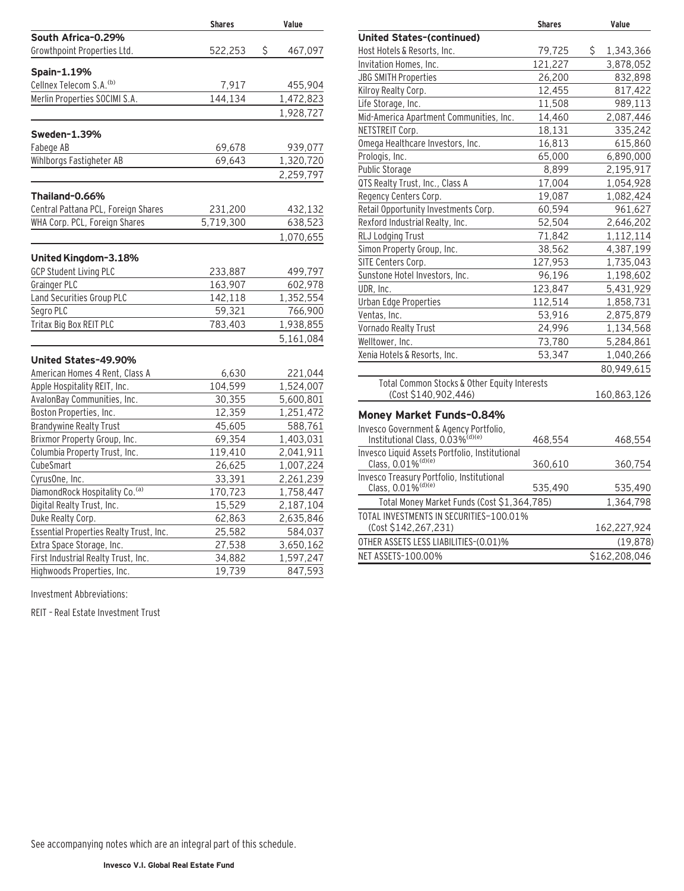| | Shares | Value |
|---|---|---|
| **South Africa-0.29%** | | |
| Growthpoint Properties Ltd. | 522,253 | $ 467,097 |
| **Spain-1.19%** | | |
| Cellnex Telecom S.A.[(b)] | 7,917 | 455,904 |
| Merlin Properties SOCIMI S.A. | 144,134 | 1,472,823 |
| | | 1,928,727 |
| **Sweden-1.39%** | | |
| Fabege AB | 69,678 | 939,077 |
| Wihlborgs Fastigheter AB | 69,643 | 1,320,720 |
| | | 2,259,797 |
| **Thailand-0.66%** | | |
| Central Pattana PCL, Foreign Shares | 231,200 | 432,132 |
| WHA Corp. PCL, Foreign Shares | 5,719,300 | 638,523 |
| | | 1,070,655 |
| **United Kingdom-3.18%** | | |
| GCP Student Living PLC | 233,887 | 499,797 |
| Grainger PLC | 163,907 | 602,978 |
| Land Securities Group PLC | 142,118 | 1,352,554 |
| Segro PLC | 59,321 | 766,900 |
| Tritax Big Box REIT PLC | 783,403 | 1,938,855 |
| | | 5,161,084 |
| **United States-49.90%** | | |
| American Homes 4 Rent, Class A | 6,630 | 221,044 |
| Apple Hospitality REIT, Inc. | 104,599 | 1,524,007 |
| AvalonBay Communities, Inc. | 30,355 | 5,600,801 |
| Boston Properties, Inc. | 12,359 | 1,251,472 |
| Brandywine Realty Trust | 45,605 | 588,761 |
| Brixmor Property Group, Inc. | 69,354 | 1,403,031 |
| Columbia Property Trust, Inc. | 119,410 | 2,041,911 |
| CubeSmart | 26,625 | 1,007,224 |
| CyrusOne, Inc. | 33,391 | 2,261,239 |
| DiamondRock Hospitality Co.[(a)] | 170,723 | 1,758,447 |
| Digital Realty Trust, Inc. | 15,529 | 2,187,104 |
| Duke Realty Corp. | 62,863 | 2,635,846 |
| Essential Properties Realty Trust, Inc. | 25,582 | 584,037 |
| Extra Space Storage, Inc. | 27,538 | 3,650,162 |
| First Industrial Realty Trust, Inc. | 34,882 | 1,597,247 |
| Highwoods Properties, Inc. | 19,739 | 847,593 |

Investment Abbreviations:

REIT – Real Estate Investment Trust

| | Shares | Value |
|---|---|---|
| **United States-(continued)** | | |
| Host Hotels & Resorts, Inc. | 79,725 | $ 1,343,366 |
| Invitation Homes, Inc. | 121,227 | 3,878,052 |
| JBG SMITH Properties | 26,200 | 832,898 |
| Kilroy Realty Corp. | 12,455 | 817,422 |
| Life Storage, Inc. | 11,508 | 989,113 |
| Mid-America Apartment Communities, Inc. | 14,460 | 2,087,446 |
| NETSTREIT Corp. | 18,131 | 335,242 |
| Omega Healthcare Investors, Inc. | 16,813 | 615,860 |
| Prologis, Inc. | 65,000 | 6,890,000 |
| Public Storage | 8,899 | 2,195,917 |
| QTS Realty Trust, Inc., Class A | 17,004 | 1,054,928 |
| Regency Centers Corp. | 19,087 | 1,082,424 |
| Retail Opportunity Investments Corp. | 60,594 | 961,627 |
| Rexford Industrial Realty, Inc. | 52,504 | 2,646,202 |
| RLJ Lodging Trust | 71,842 | 1,112,114 |
| Simon Property Group, Inc. | 38,562 | 4,387,199 |
| SITE Centers Corp. | 127,953 | 1,735,043 |
| Sunstone Hotel Investors, Inc. | 96,196 | 1,198,602 |
| UDR, Inc. | 123,847 | 5,431,929 |
| Urban Edge Properties | 112,514 | 1,858,731 |
| Ventas, Inc. | 53,916 | 2,875,879 |
| Vornado Realty Trust | 24,996 | 1,134,568 |
| Welltower, Inc. | 73,780 | 5,284,861 |
| Xenia Hotels & Resorts, Inc. | 53,347 | 1,040,266 |
| | | 80,949,615 |
| Total Common Stocks & Other Equity Interests (Cost $140,902,446) | | 160,863,126 |
| **Money Market Funds-0.84%** | | |
| Invesco Government & Agency Portfolio, Institutional Class, 0.03%[(d)(e)] | 468,554 | 468,554 |
| Invesco Liquid Assets Portfolio, Institutional Class, 0.01%[(d)(e)] | 360,610 | 360,754 |
| Invesco Treasury Portfolio, Institutional Class, 0.01%[(d)(e)] | 535,490 | 535,490 |
| Total Money Market Funds (Cost $1,364,785) | | 1,364,798 |
| TOTAL INVESTMENTS IN SECURITIES-100.01% (Cost $142,267,231) | | 162,227,924 |
| OTHER ASSETS LESS LIABILITIES-(0.01)% | | (19,878) |
| NET ASSETS-100.00% | | $162,208,046 |

See accompanying notes which are an integral part of this schedule.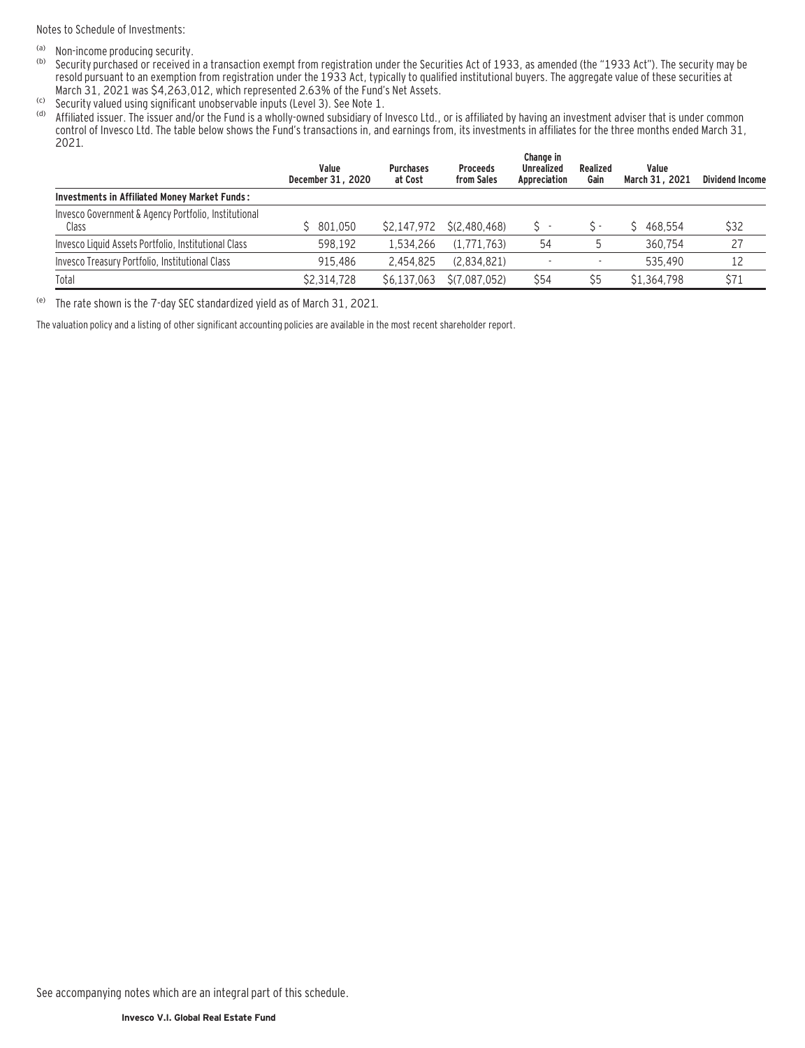Notes to Schedule of Investments:

(a) Non-income producing security.

(b) Security purchased or received in a transaction exempt from registration under the Securities Act of 1933, as amended (the "1933 Act"). The security may be resold pursuant to an exemption from registration under the 1933 Act, typically to qualified institutional buyers. The aggregate value of these securities at March 31, 2021 was $4,263,012, which represented 2.63% of the Fund's Net Assets.

(c) Security valued using significant unobservable inputs (Level 3). See Note 1.

(d) Affiliated issuer. The issuer and/or the Fund is a wholly-owned subsidiary of Invesco Ltd., or is affiliated by having an investment adviser that is under common control of Invesco Ltd. The table below shows the Fund's transactions in, and earnings from, its investments in affiliates for the three months ended March 31, 2021.

| | Value December 31, 2020 | Purchases at Cost | Proceeds from Sales | Change in Unrealized Appreciation | Realized Gain | Value March 31, 2021 | Dividend Income |
|---|---|---|---|---|---|---|---|
| **Investments in Affiliated Money Market Funds:** | | | | | | | |
| Invesco Government & Agency Portfolio, Institutional Class | $ 801,050 | $2,147,972 | $(2,480,468) | $ - | $ - | $ 468,554 | $32 |
| Invesco Liquid Assets Portfolio, Institutional Class | 598,192 | 1,534,266 | (1,771,763) | 54 | 5 | 360,754 | 27 |
| Invesco Treasury Portfolio, Institutional Class | 915,486 | 2,454,825 | (2,834,821) | - | - | 535,490 | 12 |
| Total | $2,314,728 | $6,137,063 | $(7,087,052) | $54 | $5 | $1,364,798 | $71 |

(e) The rate shown is the 7-day SEC standardized yield as of March 31, 2021.

The valuation policy and a listing of other significant accounting policies are available in the most recent shareholder report.

See accompanying notes which are an integral part of this schedule.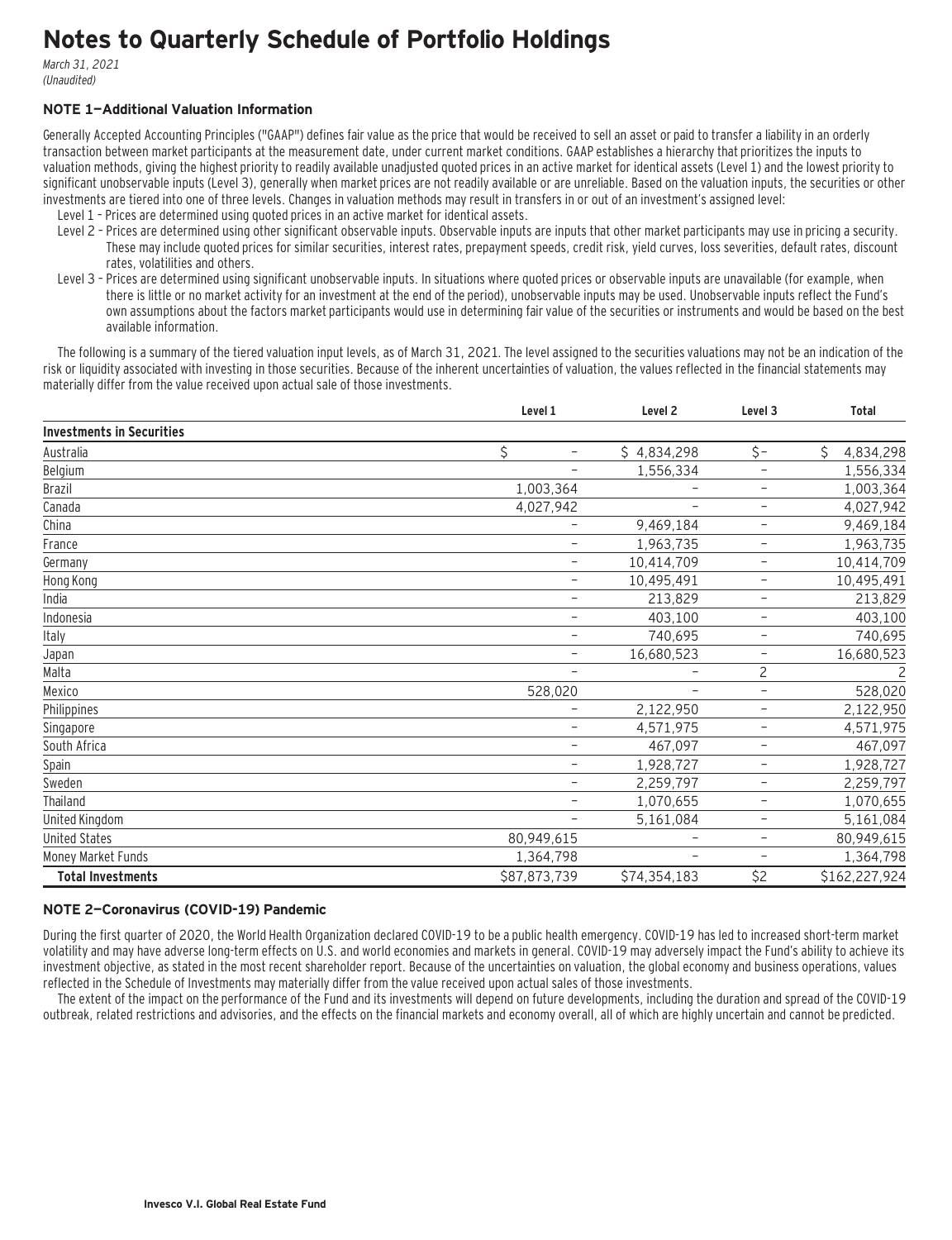# Notes to Quarterly Schedule of Portfolio Holdings

*March 31, 2021*
*(Unaudited)*

### NOTE 1—Additional Valuation Information

Generally Accepted Accounting Principles ("GAAP") defines fair value as the price that would be received to sell an asset or paid to transfer a liability in an orderly transaction between market participants at the measurement date, under current market conditions. GAAP establishes a hierarchy that prioritizes the inputs to valuation methods, giving the highest priority to readily available unadjusted quoted prices in an active market for identical assets (Level 1) and the lowest priority to significant unobservable inputs (Level 3), generally when market prices are not readily available or are unreliable. Based on the valuation inputs, the securities or other investments are tiered into one of three levels. Changes in valuation methods may result in transfers in or out of an investment's assigned level:

- Level 1 – Prices are determined using quoted prices in an active market for identical assets.
- Level 2 – Prices are determined using other significant observable inputs. Observable inputs are inputs that other market participants may use in pricing a security. These may include quoted prices for similar securities, interest rates, prepayment speeds, credit risk, yield curves, loss severities, default rates, discount rates, volatilities and others.
- Level 3 – Prices are determined using significant unobservable inputs. In situations where quoted prices or observable inputs are unavailable (for example, when there is little or no market activity for an investment at the end of the period), unobservable inputs may be used. Unobservable inputs reflect the Fund's own assumptions about the factors market participants would use in determining fair value of the securities or instruments and would be based on the best available information.

The following is a summary of the tiered valuation input levels, as of March 31, 2021. The level assigned to the securities valuations may not be an indication of the risk or liquidity associated with investing in those securities. Because of the inherent uncertainties of valuation, the values reflected in the financial statements may materially differ from the value received upon actual sale of those investments.

| | Level 1 | Level 2 | Level 3 | Total |
|---|---|---|---|---|
| **Investments in Securities** | | | | |
| Australia | $ – | $ 4,834,298 | $– | $ 4,834,298 |
| Belgium | – | 1,556,334 | – | 1,556,334 |
| Brazil | 1,003,364 | – | – | 1,003,364 |
| Canada | 4,027,942 | – | – | 4,027,942 |
| China | – | 9,469,184 | – | 9,469,184 |
| France | – | 1,963,735 | – | 1,963,735 |
| Germany | – | 10,414,709 | – | 10,414,709 |
| Hong Kong | – | 10,495,491 | – | 10,495,491 |
| India | – | 213,829 | – | 213,829 |
| Indonesia | – | 403,100 | – | 403,100 |
| Italy | – | 740,695 | – | 740,695 |
| Japan | – | 16,680,523 | – | 16,680,523 |
| Malta | – | – | 2 | 2 |
| Mexico | 528,020 | – | – | 528,020 |
| Philippines | – | 2,122,950 | – | 2,122,950 |
| Singapore | – | 4,571,975 | – | 4,571,975 |
| South Africa | – | 467,097 | – | 467,097 |
| Spain | – | 1,928,727 | – | 1,928,727 |
| Sweden | – | 2,259,797 | – | 2,259,797 |
| Thailand | – | 1,070,655 | – | 1,070,655 |
| United Kingdom | – | 5,161,084 | – | 5,161,084 |
| United States | 80,949,615 | – | – | 80,949,615 |
| Money Market Funds | 1,364,798 | – | – | 1,364,798 |
| **Total Investments** | $87,873,739 | $74,354,183 | $2 | $162,227,924 |

### NOTE 2—Coronavirus (COVID-19) Pandemic

During the first quarter of 2020, the World Health Organization declared COVID-19 to be a public health emergency. COVID-19 has led to increased short-term market volatility and may have adverse long-term effects on U.S. and world economies and markets in general. COVID-19 may adversely impact the Fund's ability to achieve its investment objective, as stated in the most recent shareholder report. Because of the uncertainties on valuation, the global economy and business operations, values reflected in the Schedule of Investments may materially differ from the value received upon actual sales of those investments.

The extent of the impact on the performance of the Fund and its investments will depend on future developments, including the duration and spread of the COVID-19 outbreak, related restrictions and advisories, and the effects on the financial markets and economy overall, all of which are highly uncertain and cannot be predicted.